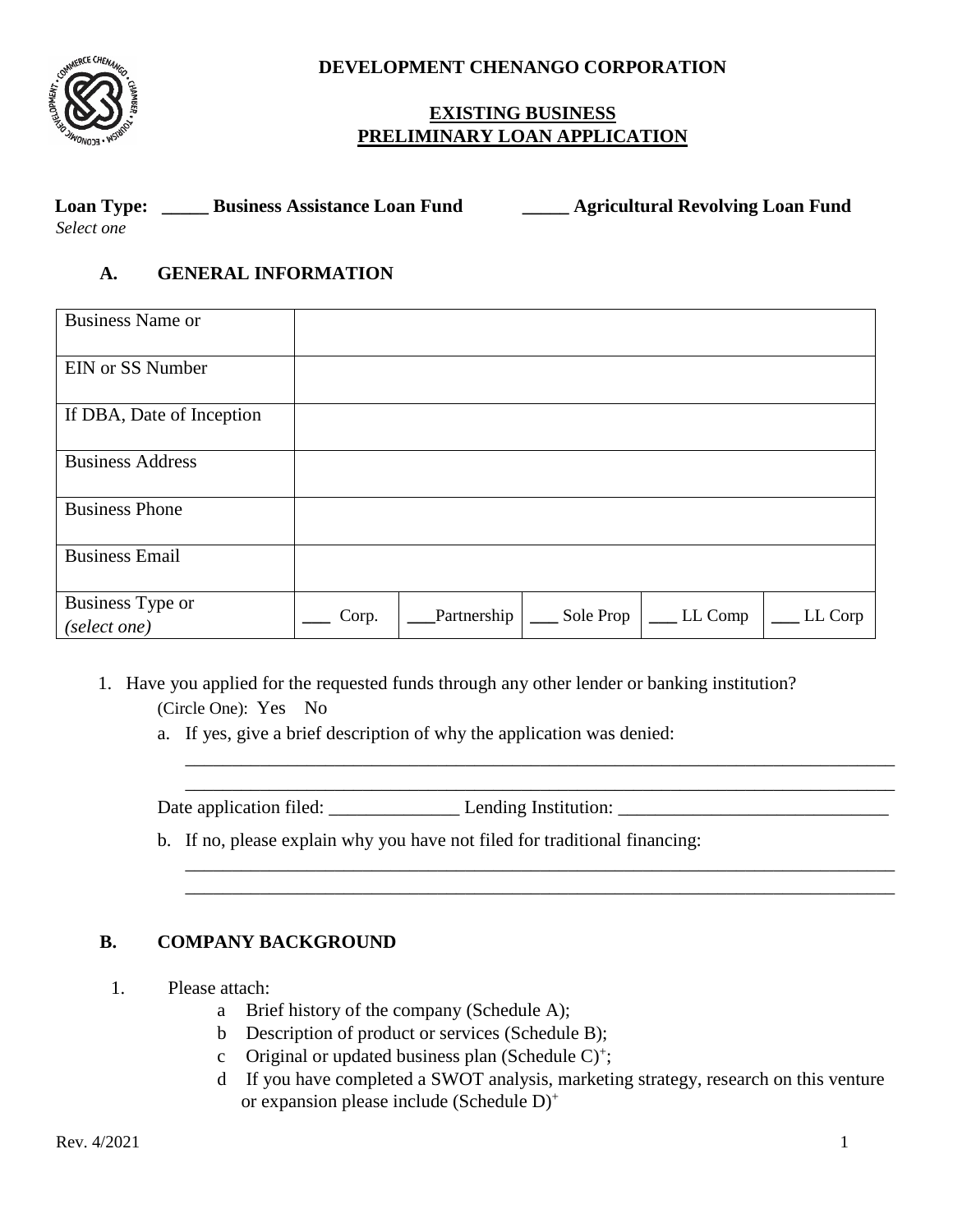**DEVELOPMENT CHENANGO CORPORATION**

# EXISTING BUSINESS PRELIMINARY LOAN APPLICATION

**Loan Type:** **_____ Business Assistance Loan Fund** **_____ Agricultural Revolving Loan Fund**
*Select one*

## A. GENERAL INFORMATION

| Business Name or | | | | | |
|---|---|---|---|---|---|
| EIN or SS Number | | | | | |
| If DBA, Date of Inception | | | | | |
| Business Address | | | | | |
| Business Phone | | | | | |
| Business Email | | | | | |
| Business Type or *(select one)* | ___ Corp. | ___Partnership | ___ Sole Prop | ___ LL Comp | ___ LL Corp |

1. Have you applied for the requested funds through any other lender or banking institution?
   (Circle One): Yes No
   a. If yes, give a brief description of why the application was denied:
      ______________________________________________________________________________
      ______________________________________________________________________________

   Date application filed: ______________ Lending Institution: _____________________________

   b. If no, please explain why you have not filed for traditional financing:
      ______________________________________________________________________________
      ______________________________________________________________________________

## B. COMPANY BACKGROUND

1. Please attach:
   a Brief history of the company (Schedule A);
   b Description of product or services (Schedule B);
   c Original or updated business plan (Schedule C)+;
   d If you have completed a SWOT analysis, marketing strategy, research on this venture or expansion please include (Schedule D)+

Rev. 4/2021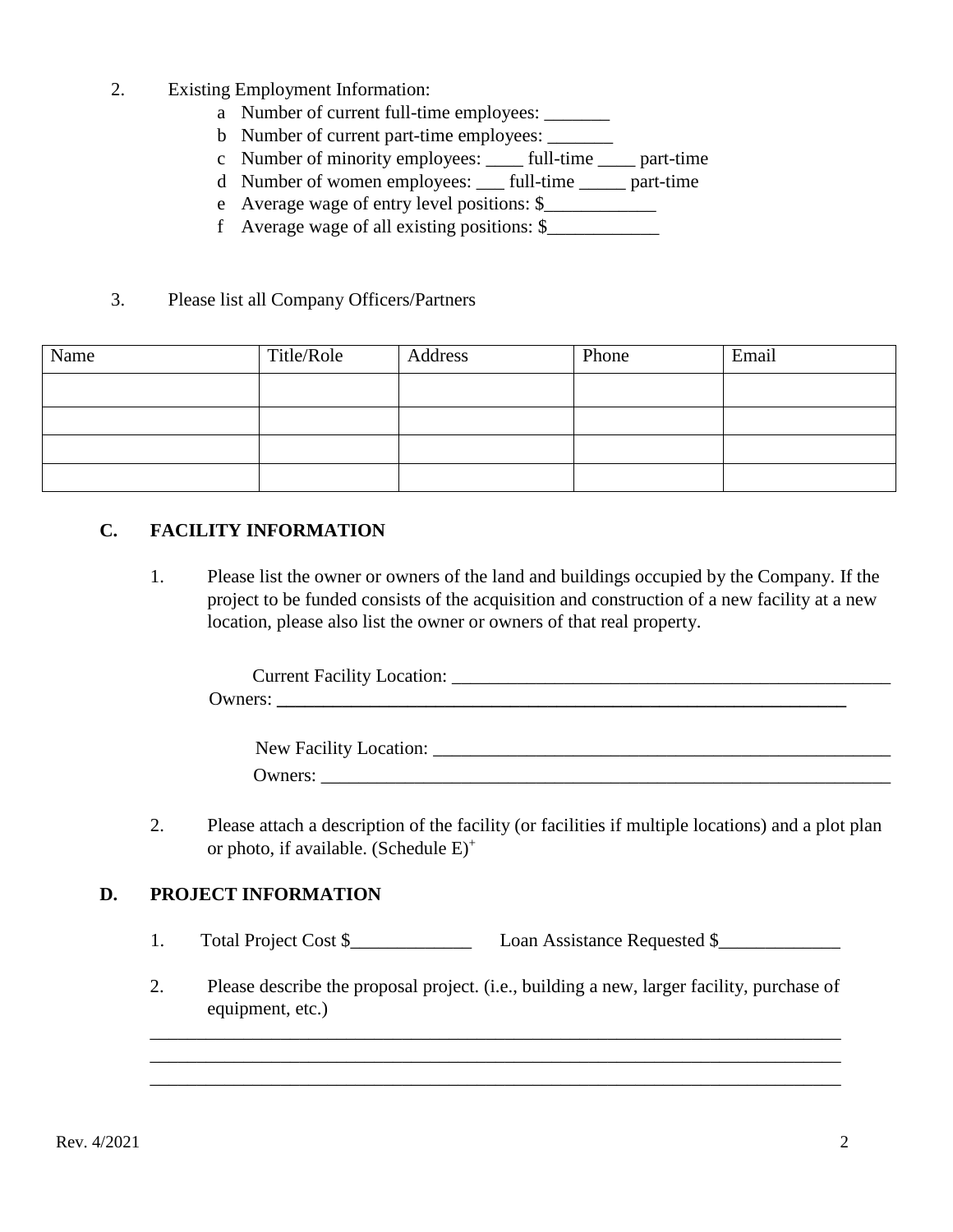2. Existing Employment Information:
   - a Number of current full-time employees: _______
   - b Number of current part-time employees: _______
   - c Number of minority employees: ____ full-time ____ part-time
   - d Number of women employees: ___ full-time _____ part-time
   - e Average wage of entry level positions: $____________
   - f Average wage of all existing positions: $____________

3. Please list all Company Officers/Partners

| Name | Title/Role | Address | Phone | Email |
|---|---|---|---|---|
| | | | | |
| | | | | |
| | | | | |
| | | | | |

## C. FACILITY INFORMATION

1. Please list the owner or owners of the land and buildings occupied by the Company. If the project to be funded consists of the acquisition and construction of a new facility at a new location, please also list the owner or owners of that real property.

   Current Facility Location: __________________________________________________
   Owners: ____________________________________________________________________

   New Facility Location: ____________________________________________________
   Owners: ____________________________________________________________________

2. Please attach a description of the facility (or facilities if multiple locations) and a plot plan or photo, if available. (Schedule E)+

## D. PROJECT INFORMATION

1. Total Project Cost $_____________ Loan Assistance Requested $_____________

2. Please describe the proposal project. (i.e., building a new, larger facility, purchase of equipment, etc.)

____________________________________________________________________________
____________________________________________________________________________
____________________________________________________________________________

Rev. 4/2021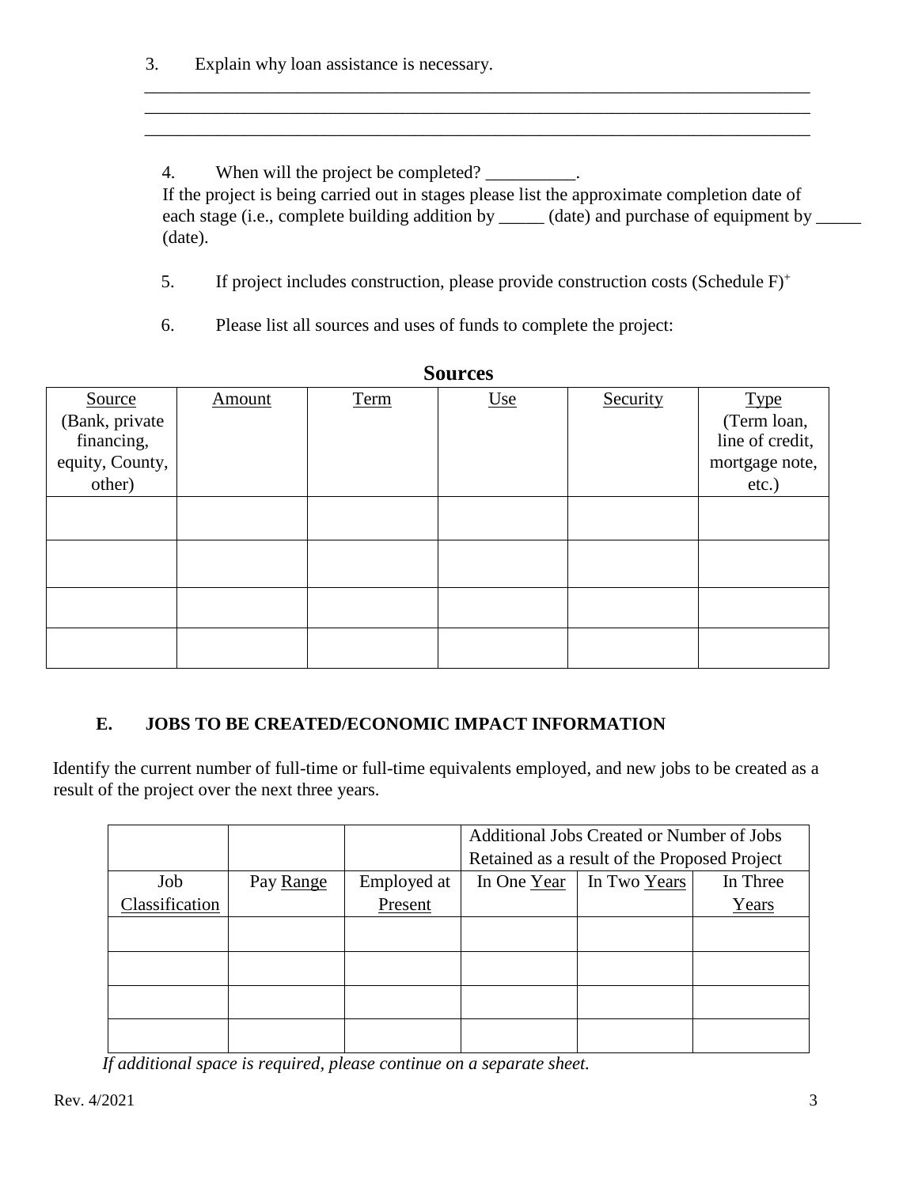3. Explain why loan assistance is necessary.

______________________________________________________________________________
______________________________________________________________________________
______________________________________________________________________________

4. When will the project be completed? __________.
If the project is being carried out in stages please list the approximate completion date of each stage (i.e., complete building addition by _____ (date) and purchase of equipment by _____ (date).

5. If project includes construction, please provide construction costs (Schedule F)+

6. Please list all sources and uses of funds to complete the project:

**Sources**

| Source (Bank, private financing, equity, County, other) | Amount | Term | Use | Security | Type (Term loan, line of credit, mortgage note, etc.) |
|---|---|---|---|---|---|
| | | | | | |
| | | | | | |
| | | | | | |
| | | | | | |

## E. JOBS TO BE CREATED/ECONOMIC IMPACT INFORMATION

Identify the current number of full-time or full-time equivalents employed, and new jobs to be created as a result of the project over the next three years.

| | | | Additional Jobs Created or Number of Jobs Retained as a result of the Proposed Project | | |
|---|---|---|---|---|---|
| Job Classification | Pay Range | Employed at Present | In One Year | In Two Years | In Three Years |
| | | | | | |
| | | | | | |
| | | | | | |
| | | | | | |

*If additional space is required, please continue on a separate sheet.*

Rev. 4/2021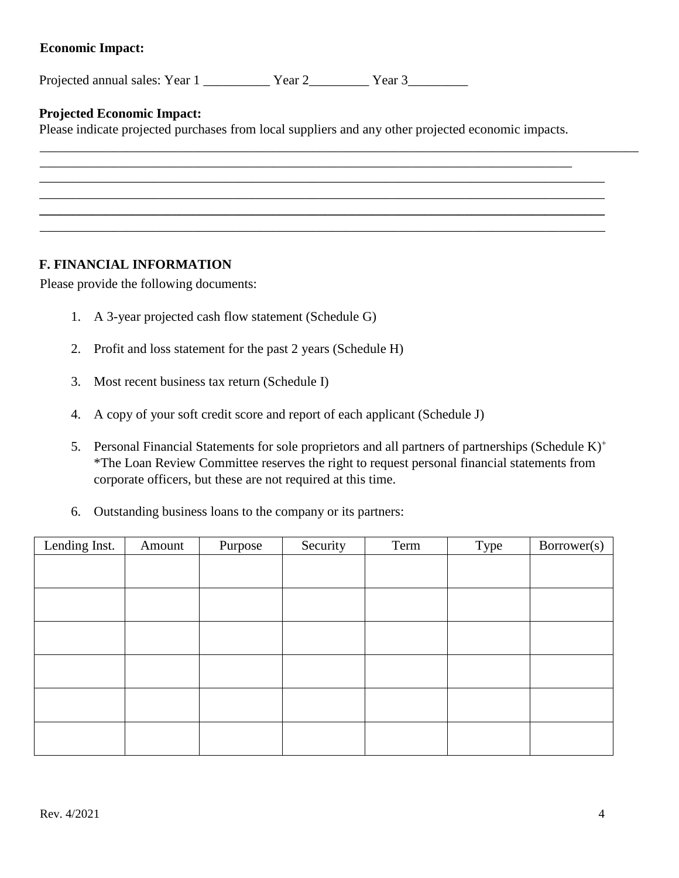**Economic Impact:**

Projected annual sales: Year 1 __________ Year 2_________ Year 3_________

**Projected Economic Impact:**

Please indicate projected purchases from local suppliers and any other projected economic impacts.

______________________________________________________________________________________________
______________________________________________________________________________________________
______________________________________________________________________________________________
______________________________________________________________________________________________
______________________________________________________________________________________________
______________________________________________________________________________________________

## F. FINANCIAL INFORMATION

Please provide the following documents:

1. A 3-year projected cash flow statement (Schedule G)
2. Profit and loss statement for the past 2 years (Schedule H)
3. Most recent business tax return (Schedule I)
4. A copy of your soft credit score and report of each applicant (Schedule J)
5. Personal Financial Statements for sole proprietors and all partners of partnerships (Schedule K)[+]
   *The Loan Review Committee reserves the right to request personal financial statements from corporate officers, but these are not required at this time.
6. Outstanding business loans to the company or its partners:

| Lending Inst. | Amount | Purpose | Security | Term | Type | Borrower(s) |
|---|---|---|---|---|---|---|
| | | | | | | |
| | | | | | | |
| | | | | | | |
| | | | | | | |
| | | | | | | |
| | | | | | | |

Rev. 4/2021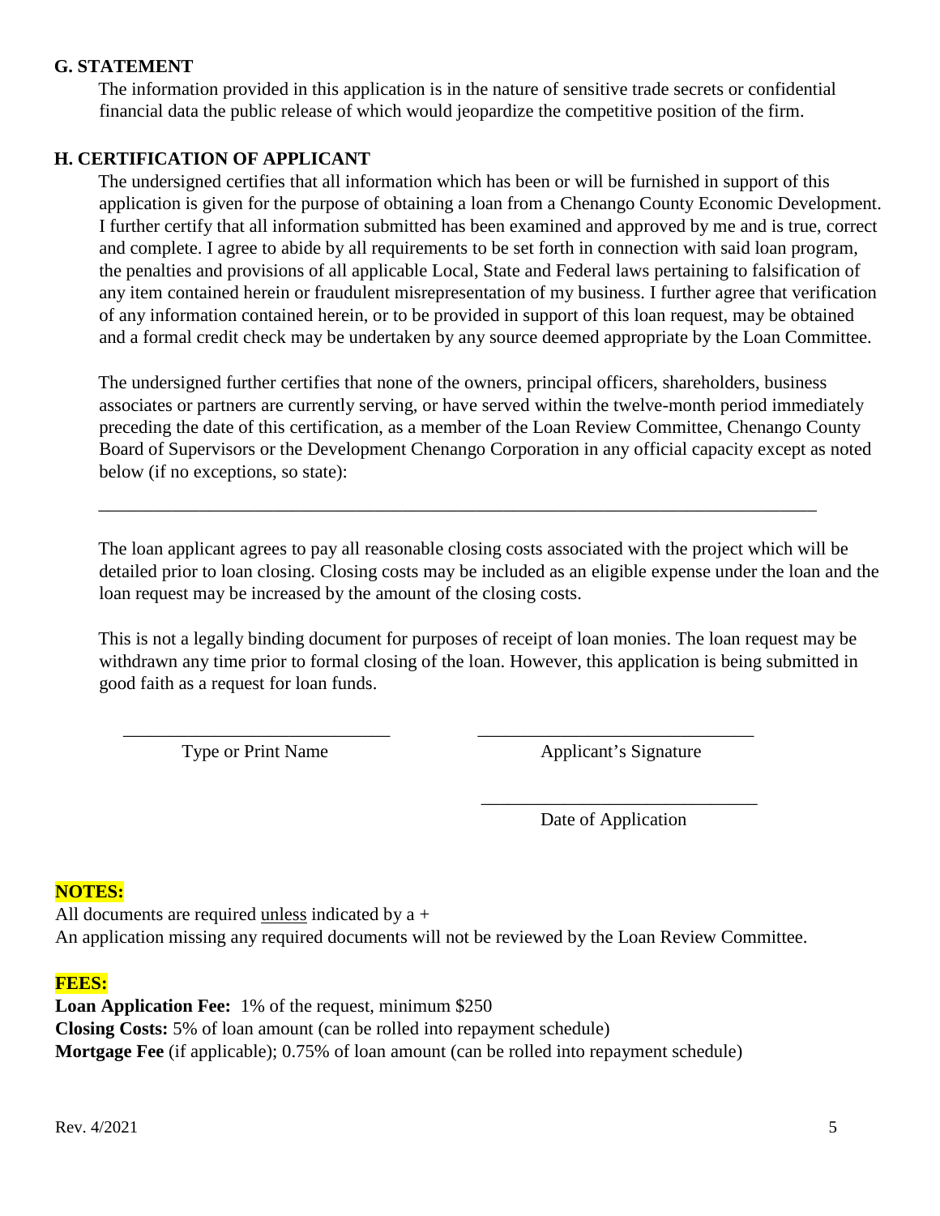## G. STATEMENT

The information provided in this application is in the nature of sensitive trade secrets or confidential financial data the public release of which would jeopardize the competitive position of the firm.

## H. CERTIFICATION OF APPLICANT

The undersigned certifies that all information which has been or will be furnished in support of this application is given for the purpose of obtaining a loan from a Chenango County Economic Development. I further certify that all information submitted has been examined and approved by me and is true, correct and complete. I agree to abide by all requirements to be set forth in connection with said loan program, the penalties and provisions of all applicable Local, State and Federal laws pertaining to falsification of any item contained herein or fraudulent misrepresentation of my business. I further agree that verification of any information contained herein, or to be provided in support of this loan request, may be obtained and a formal credit check may be undertaken by any source deemed appropriate by the Loan Committee.

The undersigned further certifies that none of the owners, principal officers, shareholders, business associates or partners are currently serving, or have served within the twelve-month period immediately preceding the date of this certification, as a member of the Loan Review Committee, Chenango County Board of Supervisors or the Development Chenango Corporation in any official capacity except as noted below (if no exceptions, so state):

\_\_\_\_\_\_\_\_\_\_\_\_\_\_\_\_\_\_\_\_\_\_\_\_\_\_\_\_\_\_\_\_\_\_\_\_\_\_\_\_\_\_\_\_\_\_\_\_\_\_\_\_\_\_\_\_\_\_\_\_\_\_\_\_\_\_\_\_\_\_\_\_

The loan applicant agrees to pay all reasonable closing costs associated with the project which will be detailed prior to loan closing. Closing costs may be included as an eligible expense under the loan and the loan request may be increased by the amount of the closing costs.

This is not a legally binding document for purposes of receipt of loan monies. The loan request may be withdrawn any time prior to formal closing of the loan. However, this application is being submitted in good faith as a request for loan funds.

\_\_\_\_\_\_\_\_\_\_\_\_\_\_\_\_\_\_\_\_\_\_\_\_\_\_\_\_ \_\_\_\_\_\_\_\_\_\_\_\_\_\_\_\_\_\_\_\_\_\_\_\_\_\_\_\_

Type or Print Name Applicant's Signature

\_\_\_\_\_\_\_\_\_\_\_\_\_\_\_\_\_\_\_\_\_\_\_\_\_\_\_\_

Date of Application

**NOTES:**

All documents are required unless indicated by a +

An application missing any required documents will not be reviewed by the Loan Review Committee.

**FEES:**

**Loan Application Fee:** 1% of the request, minimum $250

**Closing Costs:** 5% of loan amount (can be rolled into repayment schedule)

**Mortgage Fee** (if applicable); 0.75% of loan amount (can be rolled into repayment schedule)

Rev. 4/2021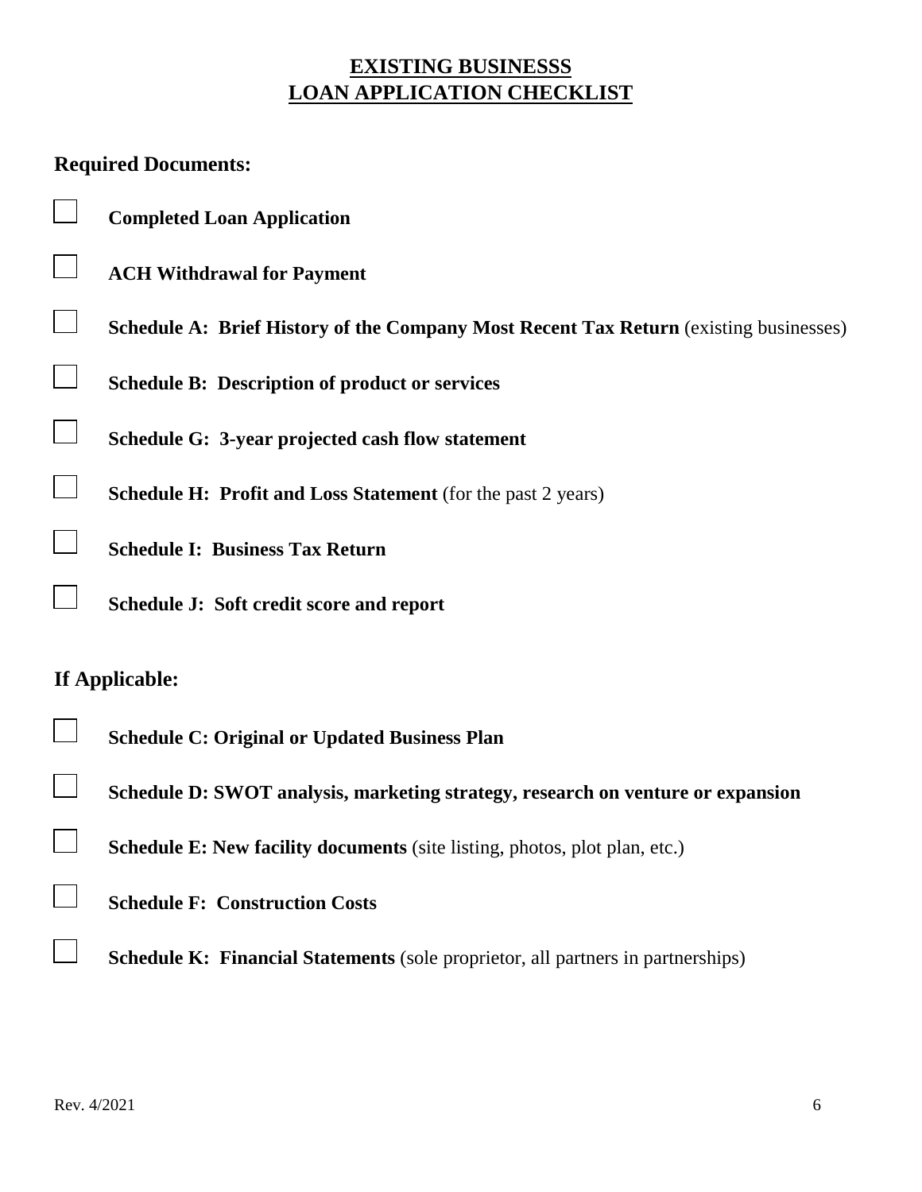# EXISTING BUSINESSS
# LOAN APPLICATION CHECKLIST

## Required Documents:

- [ ] **Completed Loan Application**
- [ ] **ACH Withdrawal for Payment**
- [ ] **Schedule A: Brief History of the Company Most Recent Tax Return** (existing businesses)
- [ ] **Schedule B: Description of product or services**
- [ ] **Schedule G: 3-year projected cash flow statement**
- [ ] **Schedule H: Profit and Loss Statement** (for the past 2 years)
- [ ] **Schedule I: Business Tax Return**
- [ ] **Schedule J: Soft credit score and report**

## If Applicable:

- [ ] **Schedule C: Original or Updated Business Plan**
- [ ] **Schedule D: SWOT analysis, marketing strategy, research on venture or expansion**
- [ ] **Schedule E: New facility documents** (site listing, photos, plot plan, etc.)
- [ ] **Schedule F: Construction Costs**
- [ ] **Schedule K: Financial Statements** (sole proprietor, all partners in partnerships)

Rev. 4/2021